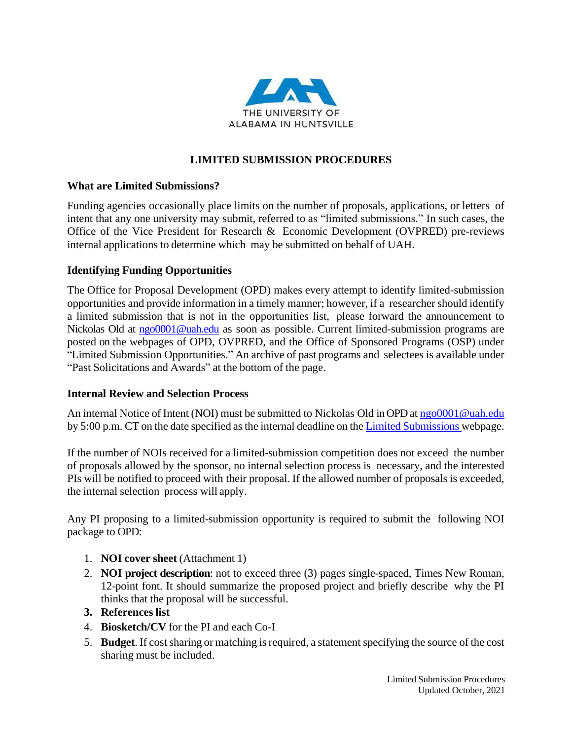THE UNIVERSITY OF ALABAMA IN HUNTSVILLE

# LIMITED SUBMISSION PROCEDURES

## What are Limited Submissions?

Funding agencies occasionally place limits on the number of proposals, applications, or letters of intent that any one university may submit, referred to as "limited submissions." In such cases, the Office of the Vice President for Research & Economic Development (OVPRED) pre-reviews internal applications to determine which may be submitted on behalf of UAH.

## Identifying Funding Opportunities

The Office for Proposal Development (OPD) makes every attempt to identify limited-submission opportunities and provide information in a timely manner; however, if a researcher should identify a limited submission that is not in the opportunities list, please forward the announcement to Nickolas Old at ngo0001@uah.edu as soon as possible. Current limited-submission programs are posted on the webpages of OPD, OVPRED, and the Office of Sponsored Programs (OSP) under "Limited Submission Opportunities." An archive of past programs and selectees is available under "Past Solicitations and Awards" at the bottom of the page.

## Internal Review and Selection Process

An internal Notice of Intent (NOI) must be submitted to Nickolas Old in OPD at ngo0001@uah.edu by 5:00 p.m. CT on the date specified as the internal deadline on the Limited Submissions webpage.

If the number of NOIs received for a limited-submission competition does not exceed the number of proposals allowed by the sponsor, no internal selection process is necessary, and the interested PIs will be notified to proceed with their proposal. If the allowed number of proposals is exceeded, the internal selection process will apply.

Any PI proposing to a limited-submission opportunity is required to submit the following NOI package to OPD:

1. **NOI cover sheet** (Attachment 1)
2. **NOI project description**: not to exceed three (3) pages single-spaced, Times New Roman, 12-point font. It should summarize the proposed project and briefly describe why the PI thinks that the proposal will be successful.
3. **References list**
4. **Biosketch/CV** for the PI and each Co-I
5. **Budget**. If cost sharing or matching is required, a statement specifying the source of the cost sharing must be included.

Limited Submission Procedures
Updated October, 2021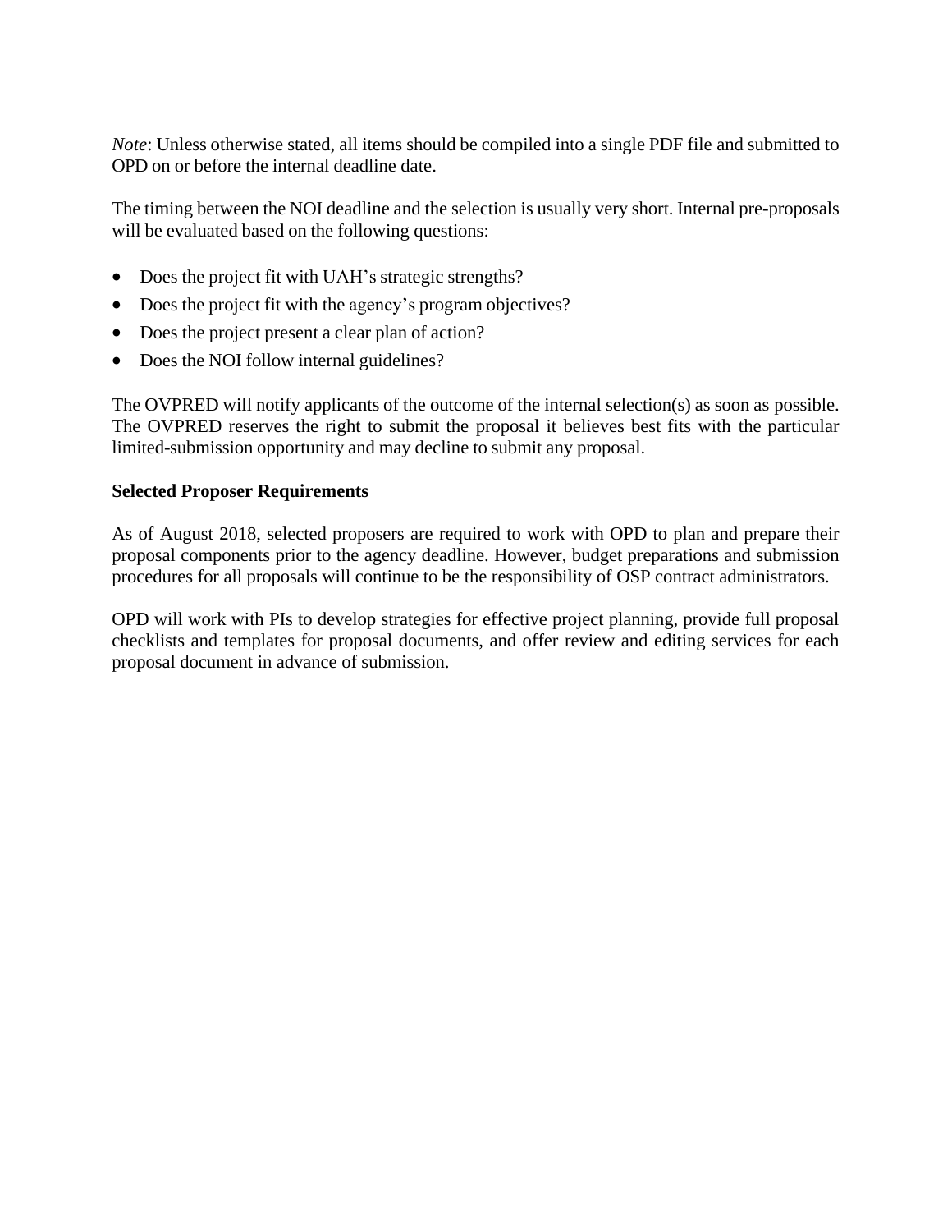*Note*: Unless otherwise stated, all items should be compiled into a single PDF file and submitted to OPD on or before the internal deadline date.

The timing between the NOI deadline and the selection is usually very short. Internal pre-proposals will be evaluated based on the following questions:

- Does the project fit with UAH's strategic strengths?
- Does the project fit with the agency's program objectives?
- Does the project present a clear plan of action?
- Does the NOI follow internal guidelines?

The OVPRED will notify applicants of the outcome of the internal selection(s) as soon as possible. The OVPRED reserves the right to submit the proposal it believes best fits with the particular limited-submission opportunity and may decline to submit any proposal.

**Selected Proposer Requirements**

As of August 2018, selected proposers are required to work with OPD to plan and prepare their proposal components prior to the agency deadline. However, budget preparations and submission procedures for all proposals will continue to be the responsibility of OSP contract administrators.

OPD will work with PIs to develop strategies for effective project planning, provide full proposal checklists and templates for proposal documents, and offer review and editing services for each proposal document in advance of submission.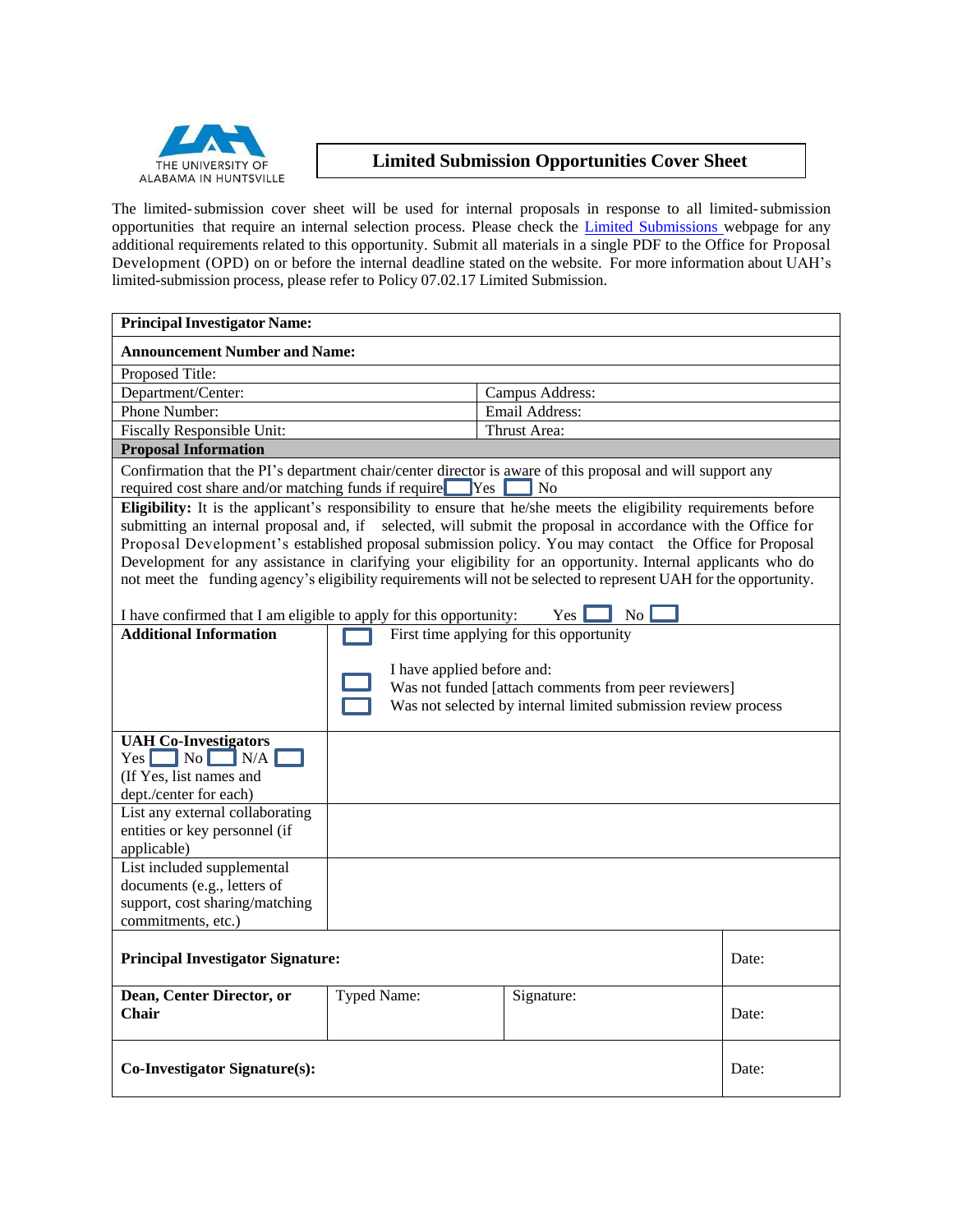THE UNIVERSITY OF ALABAMA IN HUNTSVILLE

# Limited Submission Opportunities Cover Sheet

The limited-submission cover sheet will be used for internal proposals in response to all limited-submission opportunities that require an internal selection process. Please check the Limited Submissions webpage for any additional requirements related to this opportunity. Submit all materials in a single PDF to the Office for Proposal Development (OPD) on or before the internal deadline stated on the website. For more information about UAH's limited-submission process, please refer to Policy 07.02.17 Limited Submission.

| | |
|---|---|
| **Principal Investigator Name:** | |
| **Announcement Number and Name:** | |
| Proposed Title: | |
| Department/Center: | Campus Address: |
| Phone Number: | Email Address: |
| Fiscally Responsible Unit: | Thrust Area: |

**Proposal Information**

Confirmation that the PI's department chair/center director is aware of this proposal and will support any required cost share and/or matching funds if required ☐ Yes ☐ No

**Eligibility:** It is the applicant's responsibility to ensure that he/she meets the eligibility requirements before submitting an internal proposal and, if selected, will submit the proposal in accordance with the Office for Proposal Development's established proposal submission policy. You may contact the Office for Proposal Development for any assistance in clarifying your eligibility for an opportunity. Internal applicants who do not meet the funding agency's eligibility requirements will not be selected to represent UAH for the opportunity.

I have confirmed that I am eligible to apply for this opportunity: Yes ☐ No ☐

| | |
|---|---|
| **Additional Information** | ☐ First time applying for this opportunity<br><br>☐ I have applied before and:<br>Was not funded [attach comments from peer reviewers]<br>☐ Was not selected by internal limited submission review process |
| **UAH Co-Investigators**<br>Yes ☐ No ☐ N/A ☐<br>(If Yes, list names and dept./center for each) | |
| List any external collaborating entities or key personnel (if applicable) | |
| List included supplemental documents (e.g., letters of support, cost sharing/matching commitments, etc.) | |

| | | | |
|---|---|---|---|
| **Principal Investigator Signature:** | | | Date: |
| **Dean, Center Director, or Chair** | Typed Name: | Signature: | Date: |
| **Co-Investigator Signature(s):** | | | Date: |